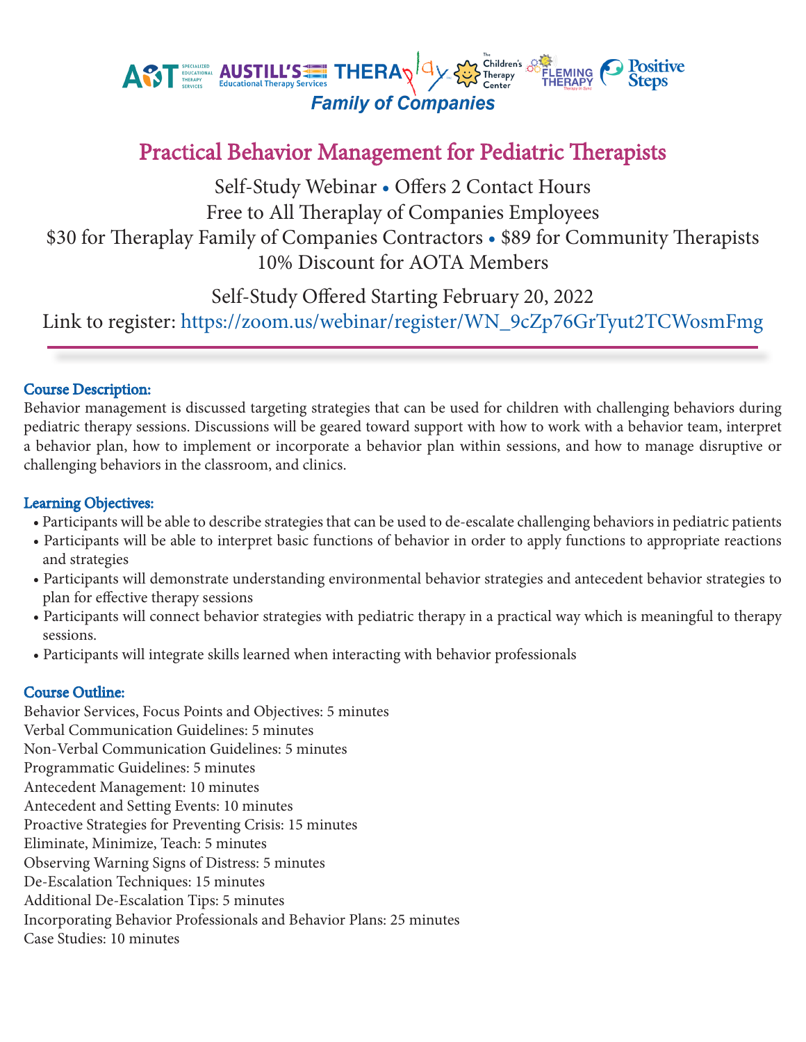AST Specialized Educational Therapy Services · AUSTILL'S Educational Therapy Services · THERAplay · The Children's Therapy Center · FLEMING THERAPY · Positive Steps

**Family of Companies**

# Practical Behavior Management for Pediatric Therapists

Self-Study Webinar • Offers 2 Contact Hours

Free to All Theraplay of Companies Employees

$30 for Theraplay Family of Companies Contractors • $89 for Community Therapists

10% Discount for AOTA Members

Self-Study Offered Starting February 20, 2022

Link to register: https://zoom.us/webinar/register/WN_9cZp76GrTyut2TCWosmFmg

---

### Course Description:

Behavior management is discussed targeting strategies that can be used for children with challenging behaviors during pediatric therapy sessions. Discussions will be geared toward support with how to work with a behavior team, interpret a behavior plan, how to implement or incorporate a behavior plan within sessions, and how to manage disruptive or challenging behaviors in the classroom, and clinics.

### Learning Objectives:

- Participants will be able to describe strategies that can be used to de-escalate challenging behaviors in pediatric patients
- Participants will be able to interpret basic functions of behavior in order to apply functions to appropriate reactions and strategies
- Participants will demonstrate understanding environmental behavior strategies and antecedent behavior strategies to plan for effective therapy sessions
- Participants will connect behavior strategies with pediatric therapy in a practical way which is meaningful to therapy sessions.
- Participants will integrate skills learned when interacting with behavior professionals

### Course Outline:

Behavior Services, Focus Points and Objectives: 5 minutes
Verbal Communication Guidelines: 5 minutes
Non-Verbal Communication Guidelines: 5 minutes
Programmatic Guidelines: 5 minutes
Antecedent Management: 10 minutes
Antecedent and Setting Events: 10 minutes
Proactive Strategies for Preventing Crisis: 15 minutes
Eliminate, Minimize, Teach: 5 minutes
Observing Warning Signs of Distress: 5 minutes
De-Escalation Techniques: 15 minutes
Additional De-Escalation Tips: 5 minutes
Incorporating Behavior Professionals and Behavior Plans: 25 minutes
Case Studies: 10 minutes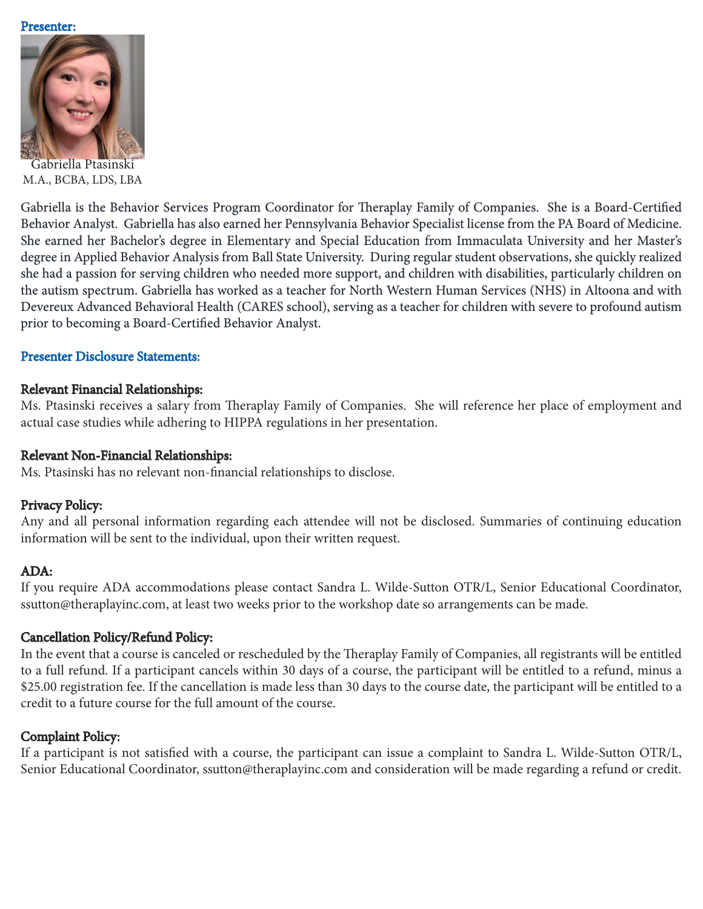## Presenter:

Gabriella Ptasinski
M.A., BCBA, LDS, LBA

Gabriella is the Behavior Services Program Coordinator for Theraplay Family of Companies. She is a Board-Certified Behavior Analyst. Gabriella has also earned her Pennsylvania Behavior Specialist license from the PA Board of Medicine. She earned her Bachelor's degree in Elementary and Special Education from Immaculata University and her Master's degree in Applied Behavior Analysis from Ball State University. During regular student observations, she quickly realized she had a passion for serving children who needed more support, and children with disabilities, particularly children on the autism spectrum. Gabriella has worked as a teacher for North Western Human Services (NHS) in Altoona and with Devereux Advanced Behavioral Health (CARES school), serving as a teacher for children with severe to profound autism prior to becoming a Board-Certified Behavior Analyst.

## Presenter Disclosure Statements:

### Relevant Financial Relationships:

Ms. Ptasinski receives a salary from Theraplay Family of Companies. She will reference her place of employment and actual case studies while adhering to HIPPA regulations in her presentation.

### Relevant Non-Financial Relationships:

Ms. Ptasinski has no relevant non-financial relationships to disclose.

### Privacy Policy:

Any and all personal information regarding each attendee will not be disclosed. Summaries of continuing education information will be sent to the individual, upon their written request.

### ADA:

If you require ADA accommodations please contact Sandra L. Wilde-Sutton OTR/L, Senior Educational Coordinator, ssutton@theraplayinc.com, at least two weeks prior to the workshop date so arrangements can be made.

### Cancellation Policy/Refund Policy:

In the event that a course is canceled or rescheduled by the Theraplay Family of Companies, all registrants will be entitled to a full refund. If a participant cancels within 30 days of a course, the participant will be entitled to a refund, minus a $25.00 registration fee. If the cancellation is made less than 30 days to the course date, the participant will be entitled to a credit to a future course for the full amount of the course.

### Complaint Policy:

If a participant is not satisfied with a course, the participant can issue a complaint to Sandra L. Wilde-Sutton OTR/L, Senior Educational Coordinator, ssutton@theraplayinc.com and consideration will be made regarding a refund or credit.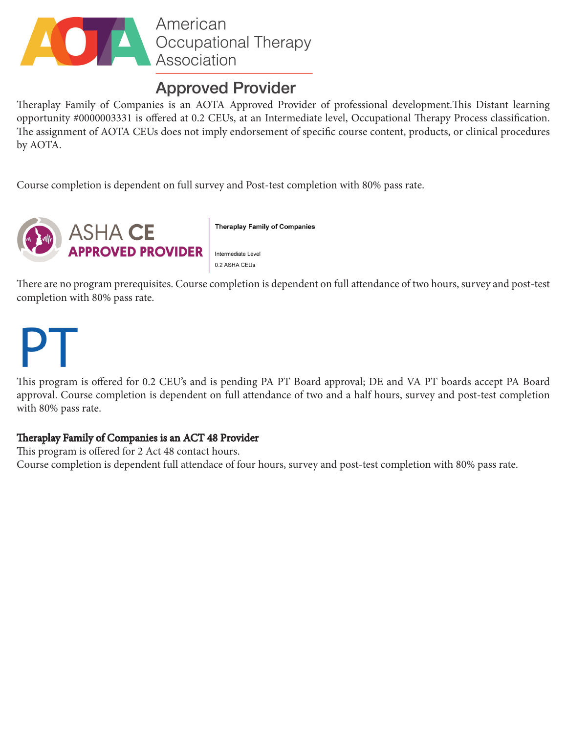American Occupational Therapy Association

## Approved Provider

Theraplay Family of Companies is an AOTA Approved Provider of professional development.This Distant learning opportunity #0000003331 is offered at 0.2 CEUs, at an Intermediate level, Occupational Therapy Process classification. The assignment of AOTA CEUs does not imply endorsement of specific course content, products, or clinical procedures by AOTA.

Course completion is dependent on full survey and Post-test completion with 80% pass rate.

ASHA CE APPROVED PROVIDER

Theraplay Family of Companies

Intermediate Level

0.2 ASHA CEUs

There are no program prerequisites. Course completion is dependent on full attendance of two hours, survey and post-test completion with 80% pass rate.

# PT

This program is offered for 0.2 CEU's and is pending PA PT Board approval; DE and VA PT boards accept PA Board approval. Course completion is dependent on full attendance of two and a half hours, survey and post-test completion with 80% pass rate.

**Theraplay Family of Companies is an ACT 48 Provider**

This program is offered for 2 Act 48 contact hours.

Course completion is dependent full attendace of four hours, survey and post-test completion with 80% pass rate.